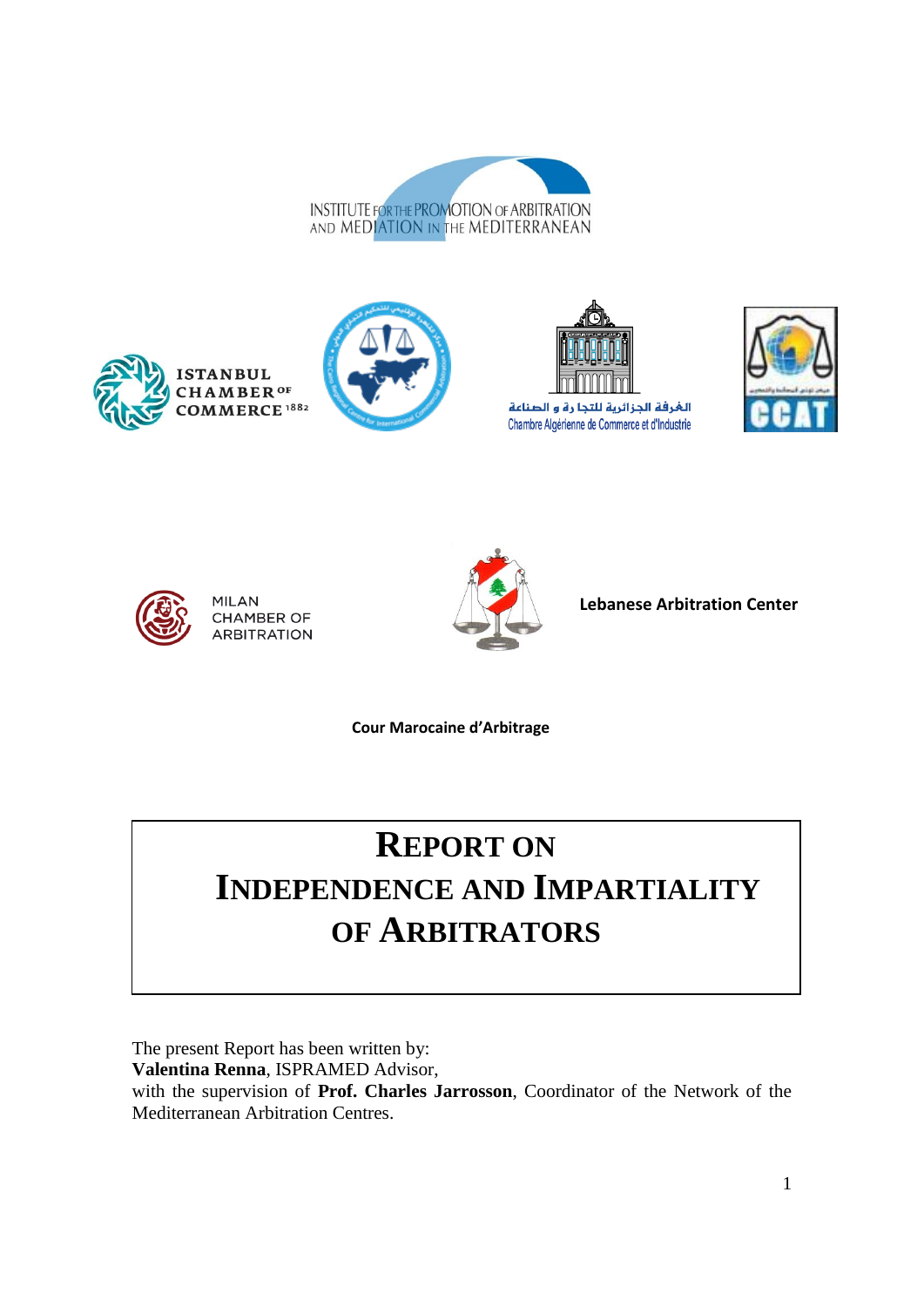INSTITUTE FOR THE PROMOTION OF ARBITRATION AND MEDIATION IN THE MEDITERRANEAN

ISTANBUL CHAMBER OF COMMERCE 1882

الغرفة الجزائرية للتجارة و الصناعة
Chambre Algérienne de Commerce et d'Industrie

CCAT

MILAN CHAMBER OF ARBITRATION

Lebanese Arbitration Center

Cour Marocaine d'Arbitrage

# REPORT ON INDEPENDENCE AND IMPARTIALITY OF ARBITRATORS

The present Report has been written by:
**Valentina Renna**, ISPRAMED Advisor,
with the supervision of **Prof. Charles Jarrosson**, Coordinator of the Network of the Mediterranean Arbitration Centres.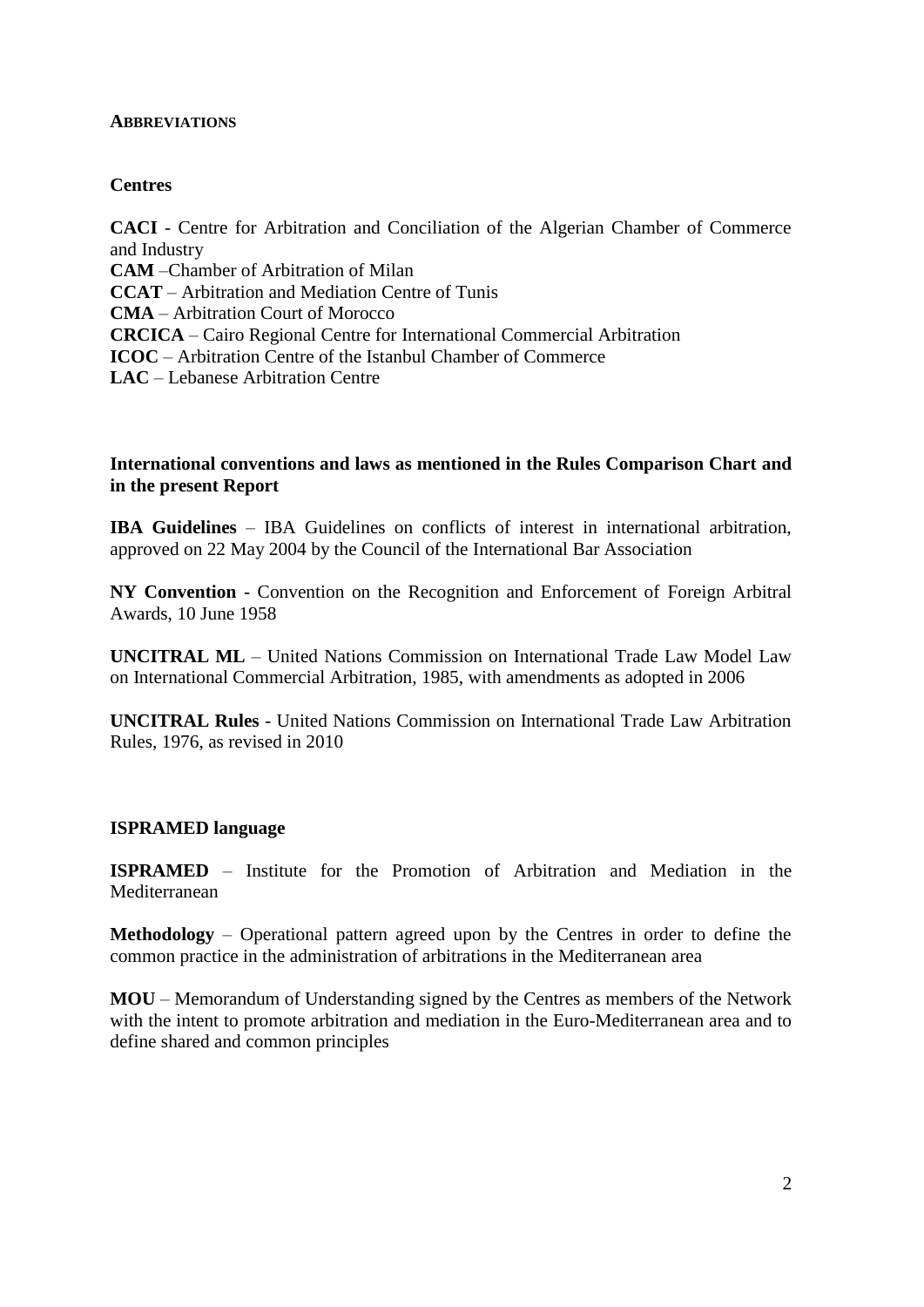## ABBREVIATIONS

### Centres

**CACI** - Centre for Arbitration and Conciliation of the Algerian Chamber of Commerce and Industry
**CAM** –Chamber of Arbitration of Milan
**CCAT** – Arbitration and Mediation Centre of Tunis
**CMA** – Arbitration Court of Morocco
**CRCICA** – Cairo Regional Centre for International Commercial Arbitration
**ICOC** – Arbitration Centre of the Istanbul Chamber of Commerce
**LAC** – Lebanese Arbitration Centre

### International conventions and laws as mentioned in the Rules Comparison Chart and in the present Report

**IBA Guidelines** – IBA Guidelines on conflicts of interest in international arbitration, approved on 22 May 2004 by the Council of the International Bar Association

**NY Convention** - Convention on the Recognition and Enforcement of Foreign Arbitral Awards, 10 June 1958

**UNCITRAL ML** – United Nations Commission on International Trade Law Model Law on International Commercial Arbitration, 1985, with amendments as adopted in 2006

**UNCITRAL Rules** - United Nations Commission on International Trade Law Arbitration Rules, 1976, as revised in 2010

### ISPRAMED language

**ISPRAMED** – Institute for the Promotion of Arbitration and Mediation in the Mediterranean

**Methodology** – Operational pattern agreed upon by the Centres in order to define the common practice in the administration of arbitrations in the Mediterranean area

**MOU** – Memorandum of Understanding signed by the Centres as members of the Network with the intent to promote arbitration and mediation in the Euro-Mediterranean area and to define shared and common principles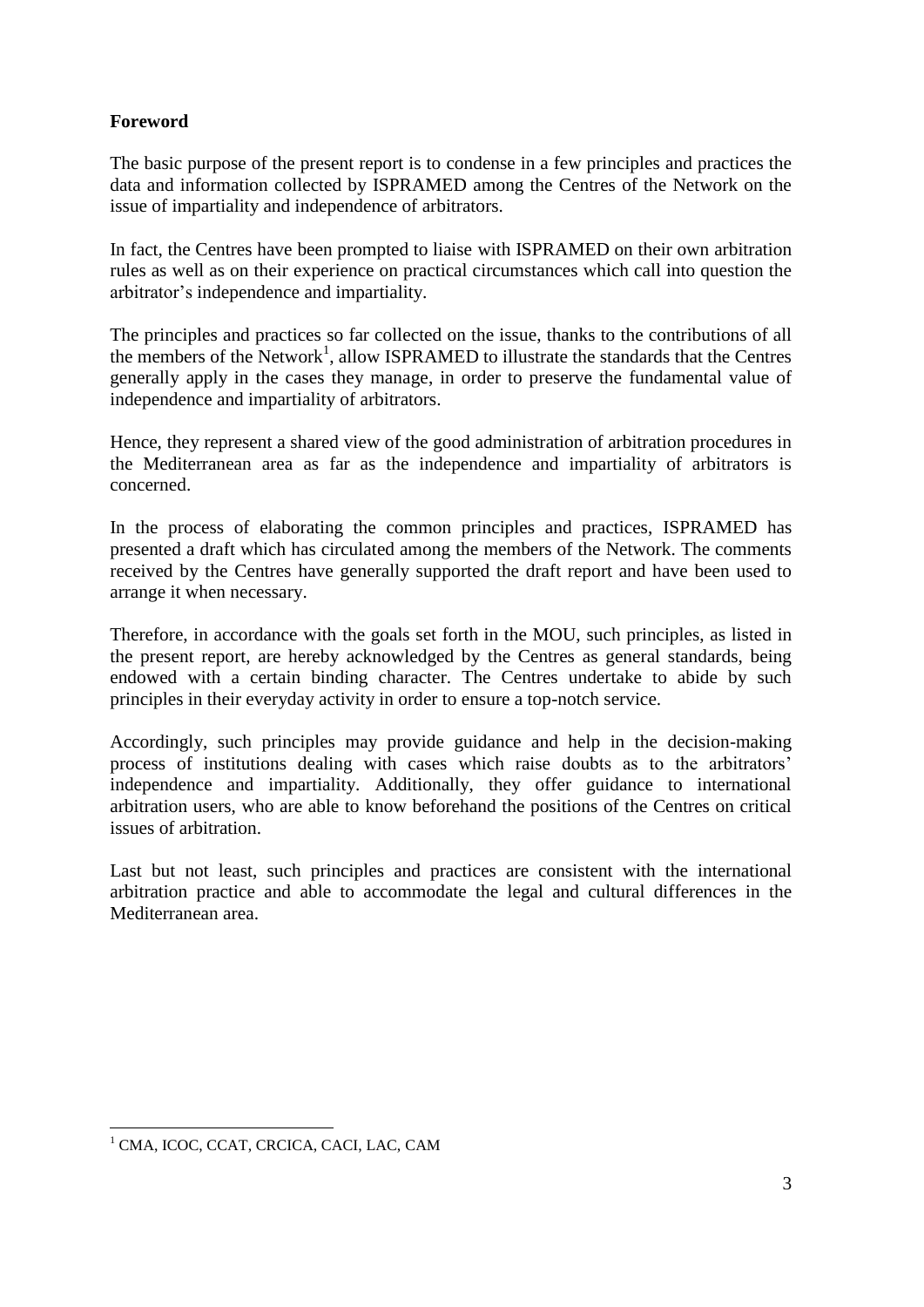**Foreword**

The basic purpose of the present report is to condense in a few principles and practices the data and information collected by ISPRAMED among the Centres of the Network on the issue of impartiality and independence of arbitrators.

In fact, the Centres have been prompted to liaise with ISPRAMED on their own arbitration rules as well as on their experience on practical circumstances which call into question the arbitrator's independence and impartiality.

The principles and practices so far collected on the issue, thanks to the contributions of all the members of the Network[1], allow ISPRAMED to illustrate the standards that the Centres generally apply in the cases they manage, in order to preserve the fundamental value of independence and impartiality of arbitrators.

Hence, they represent a shared view of the good administration of arbitration procedures in the Mediterranean area as far as the independence and impartiality of arbitrators is concerned.

In the process of elaborating the common principles and practices, ISPRAMED has presented a draft which has circulated among the members of the Network. The comments received by the Centres have generally supported the draft report and have been used to arrange it when necessary.

Therefore, in accordance with the goals set forth in the MOU, such principles, as listed in the present report, are hereby acknowledged by the Centres as general standards, being endowed with a certain binding character. The Centres undertake to abide by such principles in their everyday activity in order to ensure a top-notch service.

Accordingly, such principles may provide guidance and help in the decision-making process of institutions dealing with cases which raise doubts as to the arbitrators' independence and impartiality. Additionally, they offer guidance to international arbitration users, who are able to know beforehand the positions of the Centres on critical issues of arbitration.

Last but not least, such principles and practices are consistent with the international arbitration practice and able to accommodate the legal and cultural differences in the Mediterranean area.

---

[1] CMA, ICOC, CCAT, CRCICA, CACI, LAC, CAM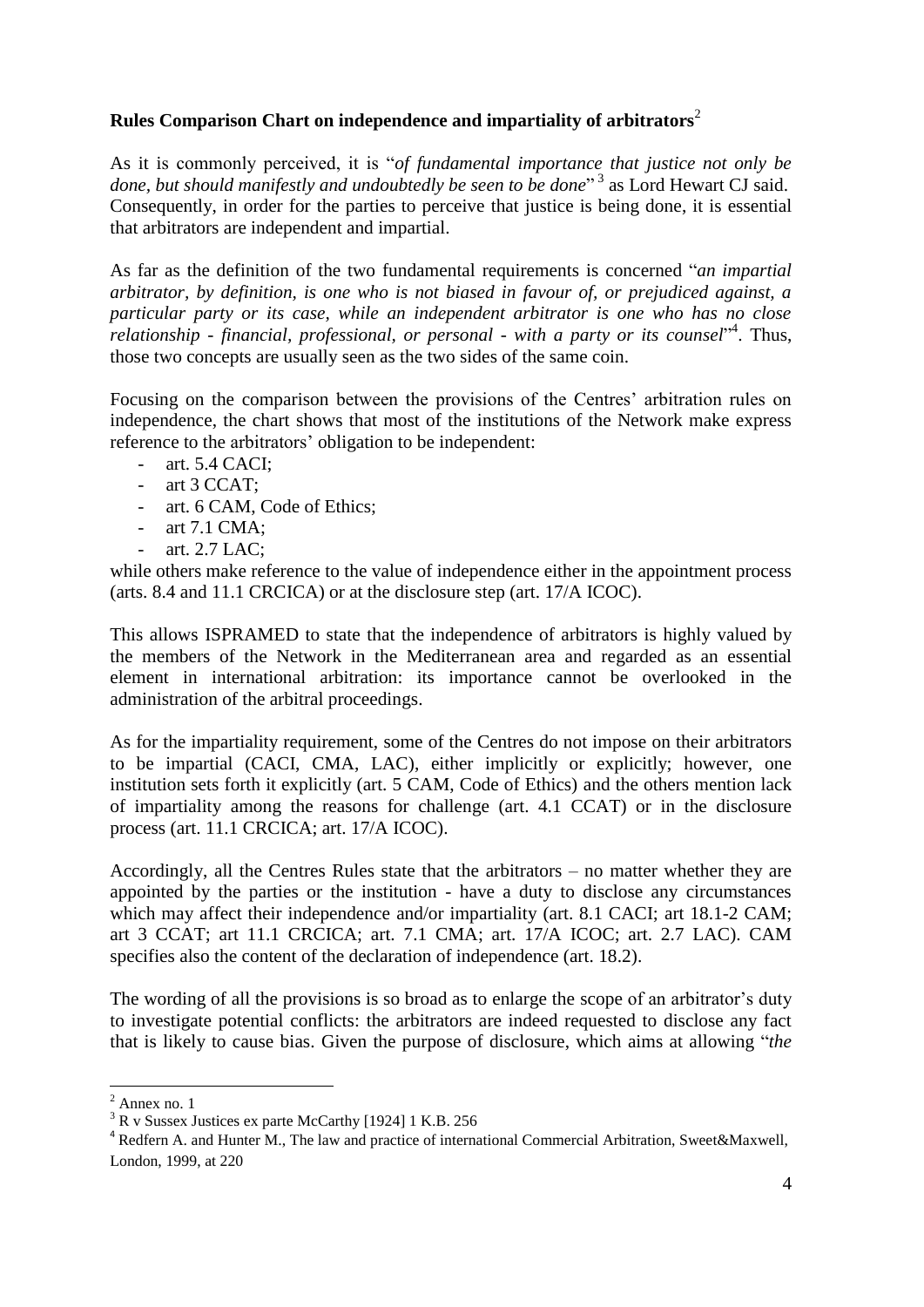**Rules Comparison Chart on independence and impartiality of arbitrators**[2]

As it is commonly perceived, it is "*of fundamental importance that justice not only be done, but should manifestly and undoubtedly be seen to be done*"[3] as Lord Hewart CJ said. Consequently, in order for the parties to perceive that justice is being done, it is essential that arbitrators are independent and impartial.

As far as the definition of the two fundamental requirements is concerned "*an impartial arbitrator, by definition, is one who is not biased in favour of, or prejudiced against, a particular party or its case, while an independent arbitrator is one who has no close relationship - financial, professional, or personal - with a party or its counsel*"[4]. Thus, those two concepts are usually seen as the two sides of the same coin.

Focusing on the comparison between the provisions of the Centres' arbitration rules on independence, the chart shows that most of the institutions of the Network make express reference to the arbitrators' obligation to be independent:

- art. 5.4 CACI;
- art 3 CCAT;
- art. 6 CAM, Code of Ethics;
- art 7.1 CMA;
- art. 2.7 LAC;

while others make reference to the value of independence either in the appointment process (arts. 8.4 and 11.1 CRCICA) or at the disclosure step (art. 17/A ICOC).

This allows ISPRAMED to state that the independence of arbitrators is highly valued by the members of the Network in the Mediterranean area and regarded as an essential element in international arbitration: its importance cannot be overlooked in the administration of the arbitral proceedings.

As for the impartiality requirement, some of the Centres do not impose on their arbitrators to be impartial (CACI, CMA, LAC), either implicitly or explicitly; however, one institution sets forth it explicitly (art. 5 CAM, Code of Ethics) and the others mention lack of impartiality among the reasons for challenge (art. 4.1 CCAT) or in the disclosure process (art. 11.1 CRCICA; art. 17/A ICOC).

Accordingly, all the Centres Rules state that the arbitrators – no matter whether they are appointed by the parties or the institution - have a duty to disclose any circumstances which may affect their independence and/or impartiality (art. 8.1 CACI; art 18.1-2 CAM; art 3 CCAT; art 11.1 CRCICA; art. 7.1 CMA; art. 17/A ICOC; art. 2.7 LAC). CAM specifies also the content of the declaration of independence (art. 18.2).

The wording of all the provisions is so broad as to enlarge the scope of an arbitrator's duty to investigate potential conflicts: the arbitrators are indeed requested to disclose any fact that is likely to cause bias. Given the purpose of disclosure, which aims at allowing "*the*

---

[2] Annex no. 1

[3] R v Sussex Justices ex parte McCarthy [1924] 1 K.B. 256

[4] Redfern A. and Hunter M., The law and practice of international Commercial Arbitration, Sweet&Maxwell, London, 1999, at 220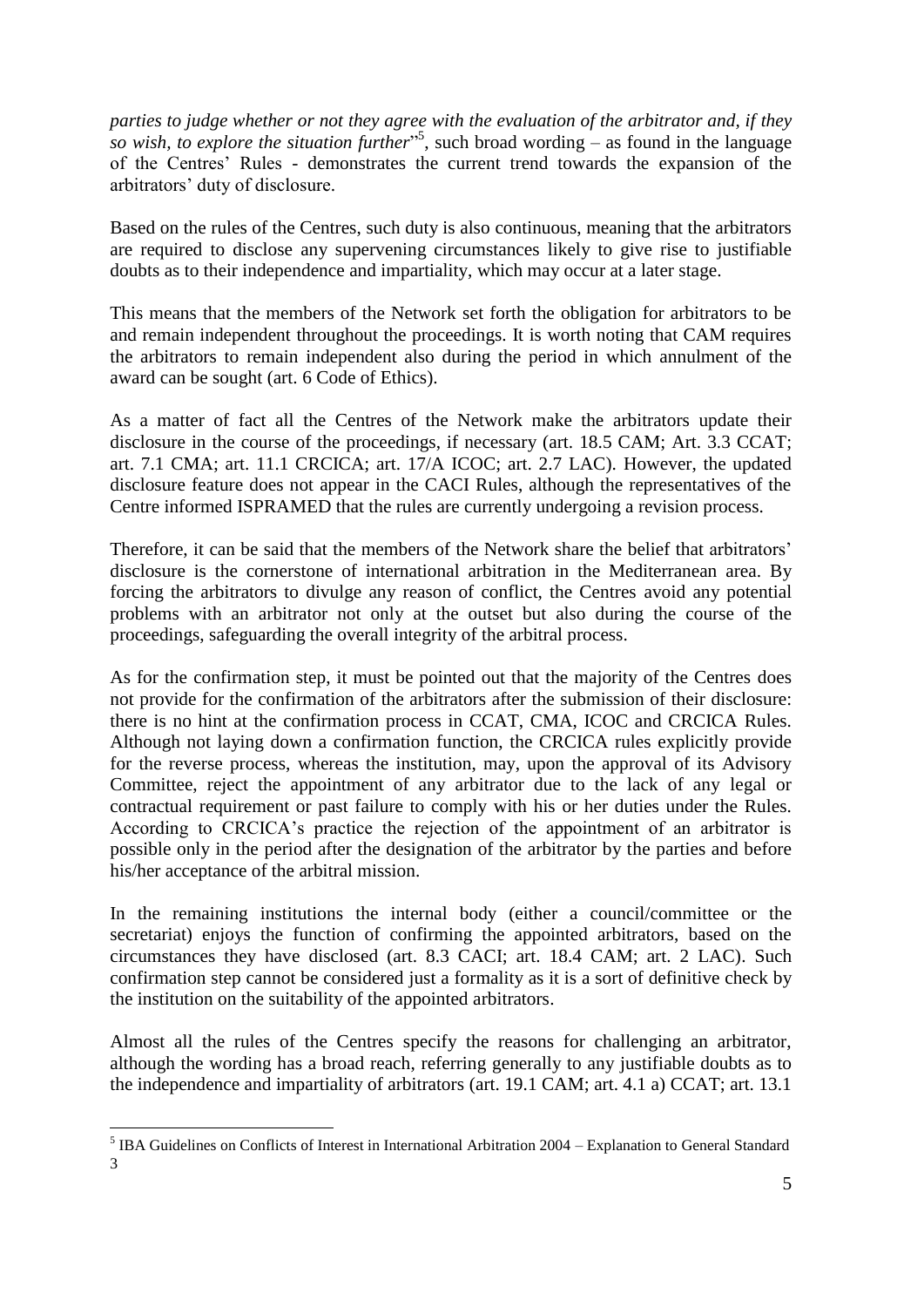*parties to judge whether or not they agree with the evaluation of the arbitrator and, if they so wish, to explore the situation further*"[5], such broad wording – as found in the language of the Centres' Rules - demonstrates the current trend towards the expansion of the arbitrators' duty of disclosure.

Based on the rules of the Centres, such duty is also continuous, meaning that the arbitrators are required to disclose any supervening circumstances likely to give rise to justifiable doubts as to their independence and impartiality, which may occur at a later stage.

This means that the members of the Network set forth the obligation for arbitrators to be and remain independent throughout the proceedings. It is worth noting that CAM requires the arbitrators to remain independent also during the period in which annulment of the award can be sought (art. 6 Code of Ethics).

As a matter of fact all the Centres of the Network make the arbitrators update their disclosure in the course of the proceedings, if necessary (art. 18.5 CAM; Art. 3.3 CCAT; art. 7.1 CMA; art. 11.1 CRCICA; art. 17/A ICOC; art. 2.7 LAC). However, the updated disclosure feature does not appear in the CACI Rules, although the representatives of the Centre informed ISPRAMED that the rules are currently undergoing a revision process.

Therefore, it can be said that the members of the Network share the belief that arbitrators' disclosure is the cornerstone of international arbitration in the Mediterranean area. By forcing the arbitrators to divulge any reason of conflict, the Centres avoid any potential problems with an arbitrator not only at the outset but also during the course of the proceedings, safeguarding the overall integrity of the arbitral process.

As for the confirmation step, it must be pointed out that the majority of the Centres does not provide for the confirmation of the arbitrators after the submission of their disclosure: there is no hint at the confirmation process in CCAT, CMA, ICOC and CRCICA Rules. Although not laying down a confirmation function, the CRCICA rules explicitly provide for the reverse process, whereas the institution, may, upon the approval of its Advisory Committee, reject the appointment of any arbitrator due to the lack of any legal or contractual requirement or past failure to comply with his or her duties under the Rules. According to CRCICA's practice the rejection of the appointment of an arbitrator is possible only in the period after the designation of the arbitrator by the parties and before his/her acceptance of the arbitral mission.

In the remaining institutions the internal body (either a council/committee or the secretariat) enjoys the function of confirming the appointed arbitrators, based on the circumstances they have disclosed (art. 8.3 CACI; art. 18.4 CAM; art. 2 LAC). Such confirmation step cannot be considered just a formality as it is a sort of definitive check by the institution on the suitability of the appointed arbitrators.

Almost all the rules of the Centres specify the reasons for challenging an arbitrator, although the wording has a broad reach, referring generally to any justifiable doubts as to the independence and impartiality of arbitrators (art. 19.1 CAM; art. 4.1 a) CCAT; art. 13.1

[5] IBA Guidelines on Conflicts of Interest in International Arbitration 2004 – Explanation to General Standard 3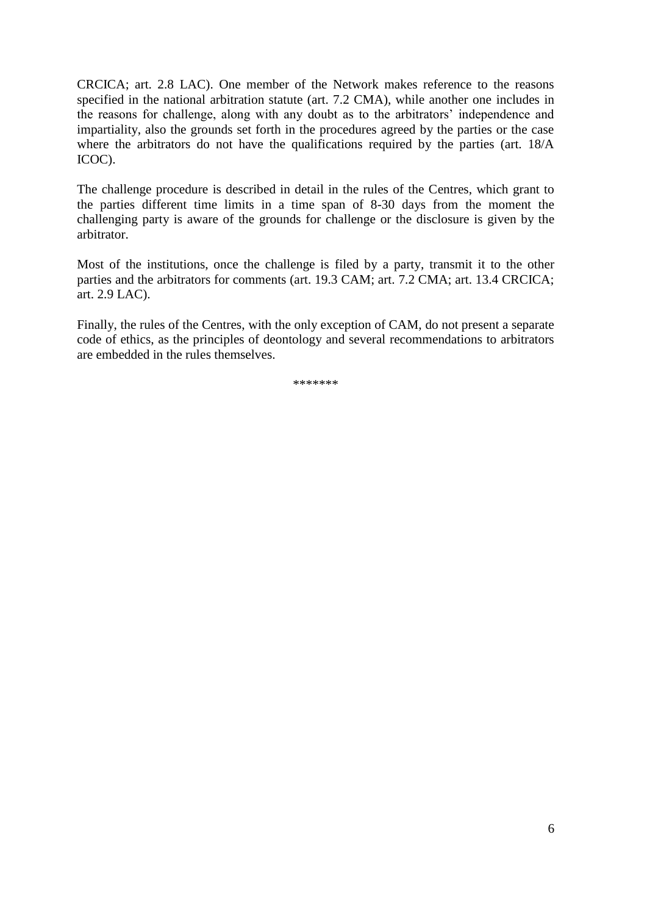CRCICA; art. 2.8 LAC). One member of the Network makes reference to the reasons specified in the national arbitration statute (art. 7.2 CMA), while another one includes in the reasons for challenge, along with any doubt as to the arbitrators' independence and impartiality, also the grounds set forth in the procedures agreed by the parties or the case where the arbitrators do not have the qualifications required by the parties (art. 18/A ICOC).

The challenge procedure is described in detail in the rules of the Centres, which grant to the parties different time limits in a time span of 8-30 days from the moment the challenging party is aware of the grounds for challenge or the disclosure is given by the arbitrator.

Most of the institutions, once the challenge is filed by a party, transmit it to the other parties and the arbitrators for comments (art. 19.3 CAM; art. 7.2 CMA; art. 13.4 CRCICA; art. 2.9 LAC).

Finally, the rules of the Centres, with the only exception of CAM, do not present a separate code of ethics, as the principles of deontology and several recommendations to arbitrators are embedded in the rules themselves.

\*\*\*\*\*\*\*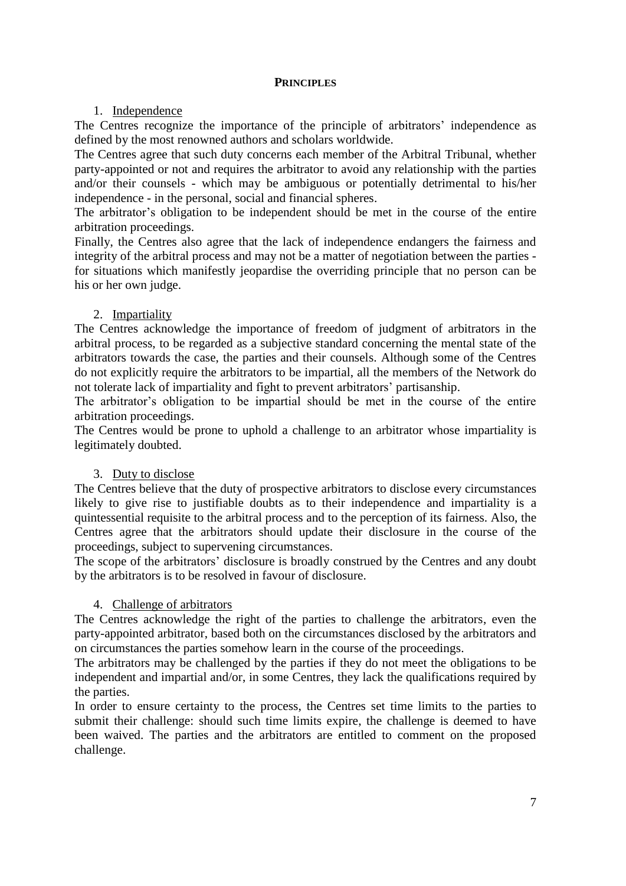## **PRINCIPLES**

1. Independence

The Centres recognize the importance of the principle of arbitrators' independence as defined by the most renowned authors and scholars worldwide.

The Centres agree that such duty concerns each member of the Arbitral Tribunal, whether party-appointed or not and requires the arbitrator to avoid any relationship with the parties and/or their counsels - which may be ambiguous or potentially detrimental to his/her independence - in the personal, social and financial spheres.

The arbitrator's obligation to be independent should be met in the course of the entire arbitration proceedings.

Finally, the Centres also agree that the lack of independence endangers the fairness and integrity of the arbitral process and may not be a matter of negotiation between the parties - for situations which manifestly jeopardise the overriding principle that no person can be his or her own judge.

2. Impartiality

The Centres acknowledge the importance of freedom of judgment of arbitrators in the arbitral process, to be regarded as a subjective standard concerning the mental state of the arbitrators towards the case, the parties and their counsels. Although some of the Centres do not explicitly require the arbitrators to be impartial, all the members of the Network do not tolerate lack of impartiality and fight to prevent arbitrators' partisanship.

The arbitrator's obligation to be impartial should be met in the course of the entire arbitration proceedings.

The Centres would be prone to uphold a challenge to an arbitrator whose impartiality is legitimately doubted.

3. Duty to disclose

The Centres believe that the duty of prospective arbitrators to disclose every circumstances likely to give rise to justifiable doubts as to their independence and impartiality is a quintessential requisite to the arbitral process and to the perception of its fairness. Also, the Centres agree that the arbitrators should update their disclosure in the course of the proceedings, subject to supervening circumstances.

The scope of the arbitrators' disclosure is broadly construed by the Centres and any doubt by the arbitrators is to be resolved in favour of disclosure.

4. Challenge of arbitrators

The Centres acknowledge the right of the parties to challenge the arbitrators, even the party-appointed arbitrator, based both on the circumstances disclosed by the arbitrators and on circumstances the parties somehow learn in the course of the proceedings.

The arbitrators may be challenged by the parties if they do not meet the obligations to be independent and impartial and/or, in some Centres, they lack the qualifications required by the parties.

In order to ensure certainty to the process, the Centres set time limits to the parties to submit their challenge: should such time limits expire, the challenge is deemed to have been waived. The parties and the arbitrators are entitled to comment on the proposed challenge.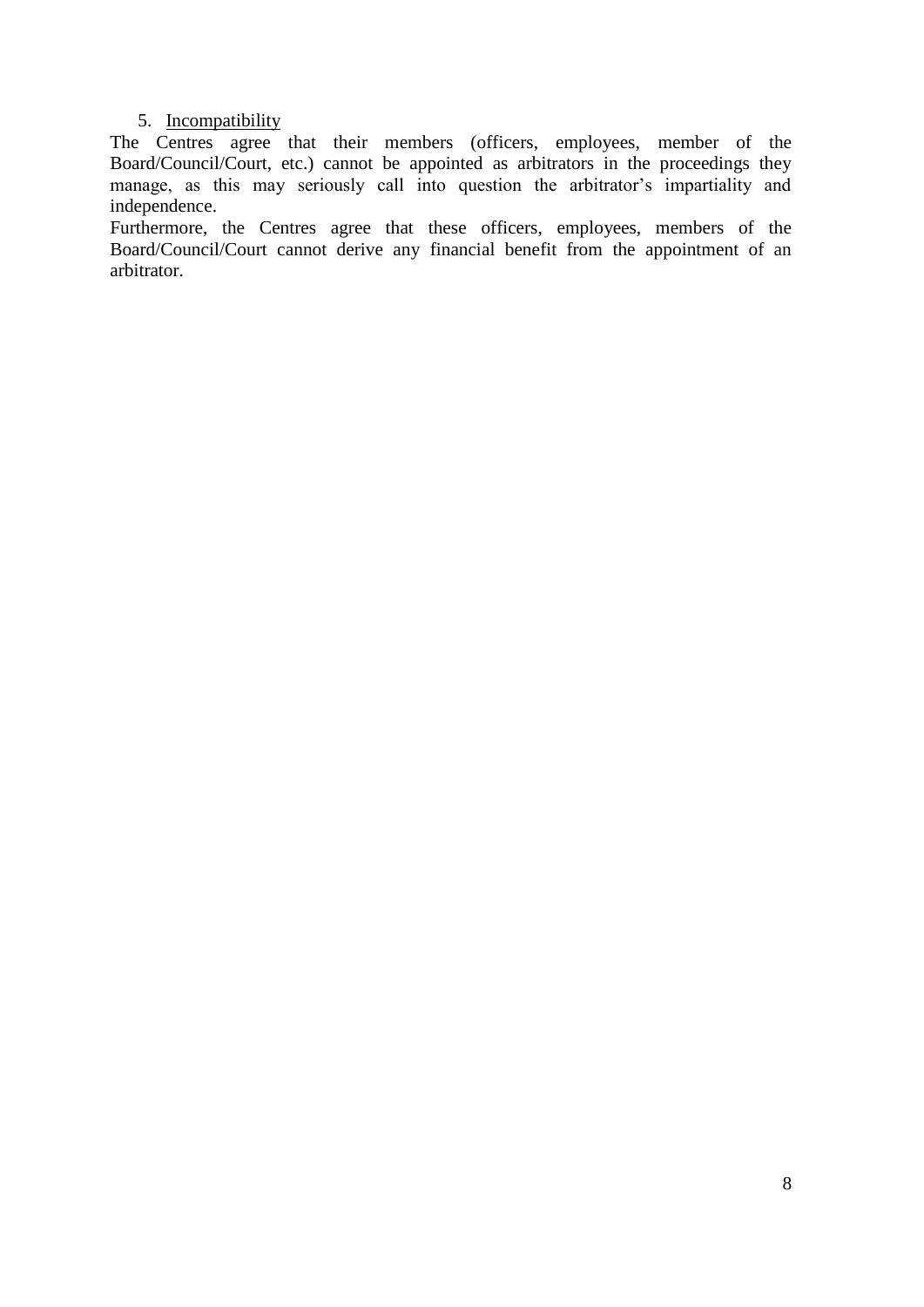5. <u>Incompatibility</u>

The Centres agree that their members (officers, employees, member of the Board/Council/Court, etc.) cannot be appointed as arbitrators in the proceedings they manage, as this may seriously call into question the arbitrator's impartiality and independence.

Furthermore, the Centres agree that these officers, employees, members of the Board/Council/Court cannot derive any financial benefit from the appointment of an arbitrator.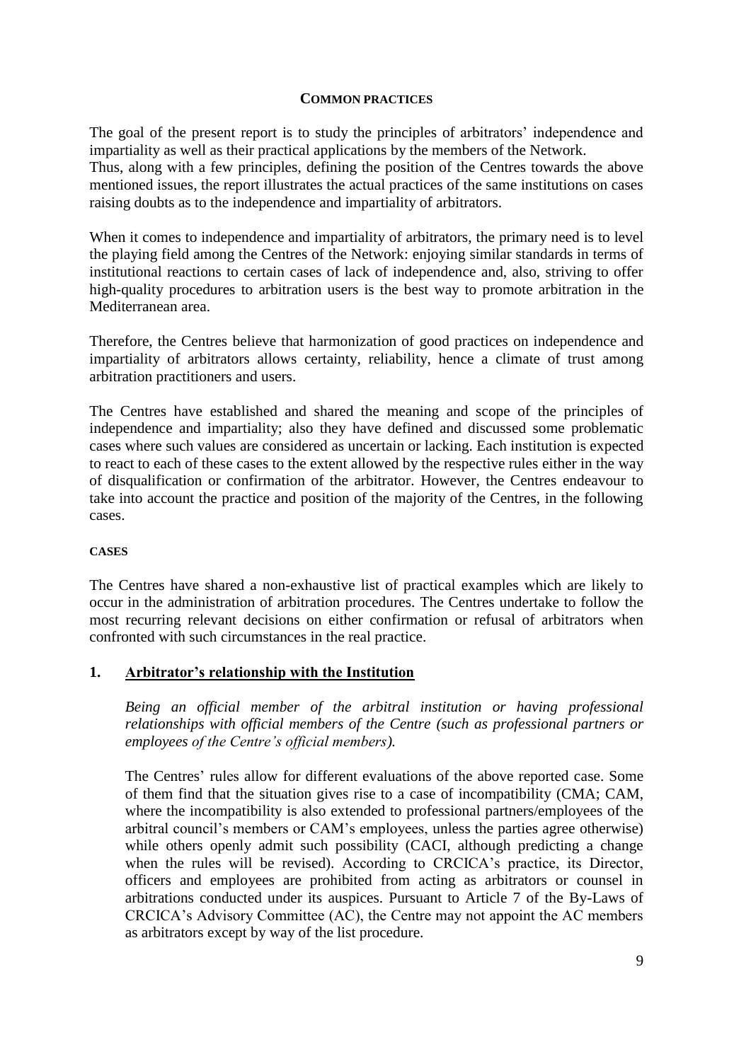## COMMON PRACTICES

The goal of the present report is to study the principles of arbitrators' independence and impartiality as well as their practical applications by the members of the Network.
Thus, along with a few principles, defining the position of the Centres towards the above mentioned issues, the report illustrates the actual practices of the same institutions on cases raising doubts as to the independence and impartiality of arbitrators.

When it comes to independence and impartiality of arbitrators, the primary need is to level the playing field among the Centres of the Network: enjoying similar standards in terms of institutional reactions to certain cases of lack of independence and, also, striving to offer high-quality procedures to arbitration users is the best way to promote arbitration in the Mediterranean area.

Therefore, the Centres believe that harmonization of good practices on independence and impartiality of arbitrators allows certainty, reliability, hence a climate of trust among arbitration practitioners and users.

The Centres have established and shared the meaning and scope of the principles of independence and impartiality; also they have defined and discussed some problematic cases where such values are considered as uncertain or lacking. Each institution is expected to react to each of these cases to the extent allowed by the respective rules either in the way of disqualification or confirmation of the arbitrator. However, the Centres endeavour to take into account the practice and position of the majority of the Centres, in the following cases.

### CASES

The Centres have shared a non-exhaustive list of practical examples which are likely to occur in the administration of arbitration procedures. The Centres undertake to follow the most recurring relevant decisions on either confirmation or refusal of arbitrators when confronted with such circumstances in the real practice.

### 1. Arbitrator's relationship with the Institution

*Being an official member of the arbitral institution or having professional relationships with official members of the Centre (such as professional partners or employees of the Centre's official members).*

The Centres' rules allow for different evaluations of the above reported case. Some of them find that the situation gives rise to a case of incompatibility (CMA; CAM, where the incompatibility is also extended to professional partners/employees of the arbitral council's members or CAM's employees, unless the parties agree otherwise) while others openly admit such possibility (CACI, although predicting a change when the rules will be revised). According to CRCICA's practice, its Director, officers and employees are prohibited from acting as arbitrators or counsel in arbitrations conducted under its auspices. Pursuant to Article 7 of the By-Laws of CRCICA's Advisory Committee (AC), the Centre may not appoint the AC members as arbitrators except by way of the list procedure.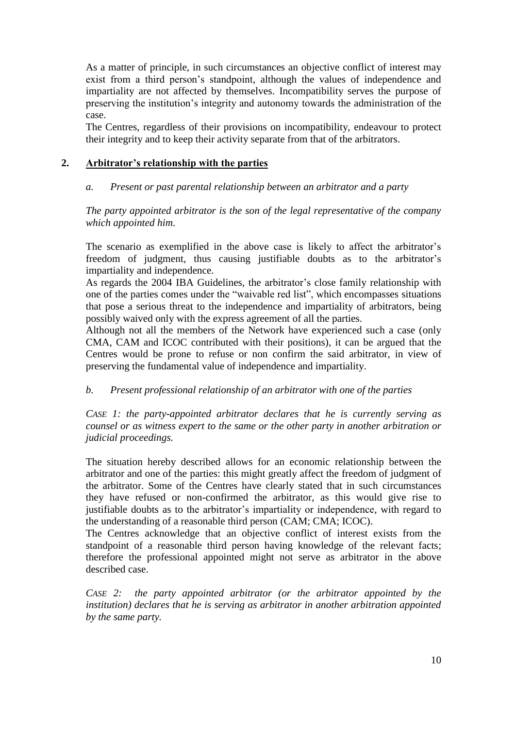As a matter of principle, in such circumstances an objective conflict of interest may exist from a third person's standpoint, although the values of independence and impartiality are not affected by themselves. Incompatibility serves the purpose of preserving the institution's integrity and autonomy towards the administration of the case.

The Centres, regardless of their provisions on incompatibility, endeavour to protect their integrity and to keep their activity separate from that of the arbitrators.

## 2. Arbitrator's relationship with the parties

### *a. Present or past parental relationship between an arbitrator and a party*

*The party appointed arbitrator is the son of the legal representative of the company which appointed him.*

The scenario as exemplified in the above case is likely to affect the arbitrator's freedom of judgment, thus causing justifiable doubts as to the arbitrator's impartiality and independence.

As regards the 2004 IBA Guidelines, the arbitrator's close family relationship with one of the parties comes under the "waivable red list", which encompasses situations that pose a serious threat to the independence and impartiality of arbitrators, being possibly waived only with the express agreement of all the parties.

Although not all the members of the Network have experienced such a case (only CMA, CAM and ICOC contributed with their positions), it can be argued that the Centres would be prone to refuse or non confirm the said arbitrator, in view of preserving the fundamental value of independence and impartiality.

### *b. Present professional relationship of an arbitrator with one of the parties*

*CASE 1: the party-appointed arbitrator declares that he is currently serving as counsel or as witness expert to the same or the other party in another arbitration or judicial proceedings.*

The situation hereby described allows for an economic relationship between the arbitrator and one of the parties: this might greatly affect the freedom of judgment of the arbitrator. Some of the Centres have clearly stated that in such circumstances they have refused or non-confirmed the arbitrator, as this would give rise to justifiable doubts as to the arbitrator's impartiality or independence, with regard to the understanding of a reasonable third person (CAM; CMA; ICOC).

The Centres acknowledge that an objective conflict of interest exists from the standpoint of a reasonable third person having knowledge of the relevant facts; therefore the professional appointed might not serve as arbitrator in the above described case.

*CASE 2: the party appointed arbitrator (or the arbitrator appointed by the institution) declares that he is serving as arbitrator in another arbitration appointed by the same party.*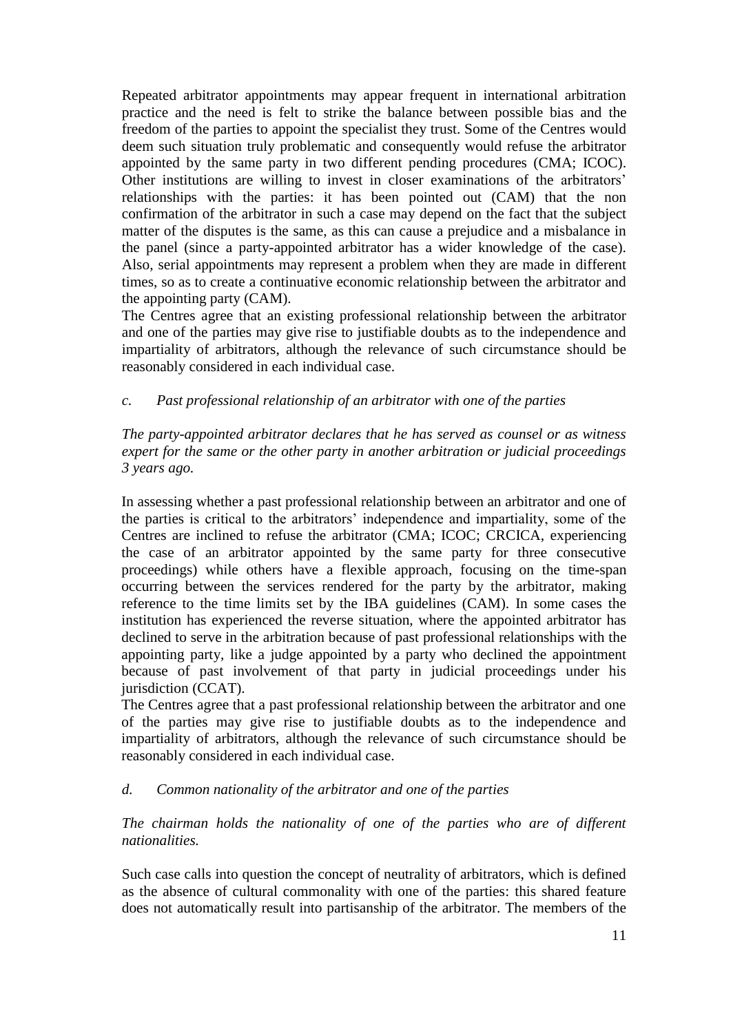Repeated arbitrator appointments may appear frequent in international arbitration practice and the need is felt to strike the balance between possible bias and the freedom of the parties to appoint the specialist they trust. Some of the Centres would deem such situation truly problematic and consequently would refuse the arbitrator appointed by the same party in two different pending procedures (CMA; ICOC). Other institutions are willing to invest in closer examinations of the arbitrators' relationships with the parties: it has been pointed out (CAM) that the non confirmation of the arbitrator in such a case may depend on the fact that the subject matter of the disputes is the same, as this can cause a prejudice and a misbalance in the panel (since a party-appointed arbitrator has a wider knowledge of the case). Also, serial appointments may represent a problem when they are made in different times, so as to create a continuative economic relationship between the arbitrator and the appointing party (CAM).

The Centres agree that an existing professional relationship between the arbitrator and one of the parties may give rise to justifiable doubts as to the independence and impartiality of arbitrators, although the relevance of such circumstance should be reasonably considered in each individual case.

### *c. Past professional relationship of an arbitrator with one of the parties*

*The party-appointed arbitrator declares that he has served as counsel or as witness expert for the same or the other party in another arbitration or judicial proceedings 3 years ago.*

In assessing whether a past professional relationship between an arbitrator and one of the parties is critical to the arbitrators' independence and impartiality, some of the Centres are inclined to refuse the arbitrator (CMA; ICOC; CRCICA, experiencing the case of an arbitrator appointed by the same party for three consecutive proceedings) while others have a flexible approach, focusing on the time-span occurring between the services rendered for the party by the arbitrator, making reference to the time limits set by the IBA guidelines (CAM). In some cases the institution has experienced the reverse situation, where the appointed arbitrator has declined to serve in the arbitration because of past professional relationships with the appointing party, like a judge appointed by a party who declined the appointment because of past involvement of that party in judicial proceedings under his jurisdiction (CCAT).

The Centres agree that a past professional relationship between the arbitrator and one of the parties may give rise to justifiable doubts as to the independence and impartiality of arbitrators, although the relevance of such circumstance should be reasonably considered in each individual case.

### *d. Common nationality of the arbitrator and one of the parties*

*The chairman holds the nationality of one of the parties who are of different nationalities.*

Such case calls into question the concept of neutrality of arbitrators, which is defined as the absence of cultural commonality with one of the parties: this shared feature does not automatically result into partisanship of the arbitrator. The members of the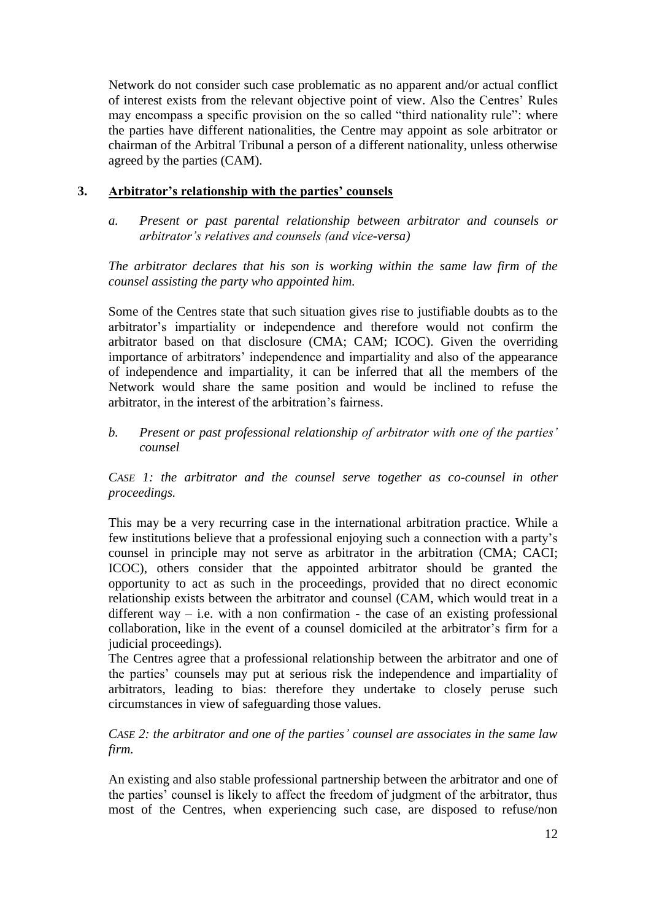Network do not consider such case problematic as no apparent and/or actual conflict of interest exists from the relevant objective point of view. Also the Centres' Rules may encompass a specific provision on the so called "third nationality rule": where the parties have different nationalities, the Centre may appoint as sole arbitrator or chairman of the Arbitral Tribunal a person of a different nationality, unless otherwise agreed by the parties (CAM).

### 3. Arbitrator's relationship with the parties' counsels

*a. Present or past parental relationship between arbitrator and counsels or arbitrator's relatives and counsels (and vice-versa)*

*The arbitrator declares that his son is working within the same law firm of the counsel assisting the party who appointed him.*

Some of the Centres state that such situation gives rise to justifiable doubts as to the arbitrator's impartiality or independence and therefore would not confirm the arbitrator based on that disclosure (CMA; CAM; ICOC). Given the overriding importance of arbitrators' independence and impartiality and also of the appearance of independence and impartiality, it can be inferred that all the members of the Network would share the same position and would be inclined to refuse the arbitrator, in the interest of the arbitration's fairness.

*b. Present or past professional relationship of arbitrator with one of the parties' counsel*

*CASE 1: the arbitrator and the counsel serve together as co-counsel in other proceedings.*

This may be a very recurring case in the international arbitration practice. While a few institutions believe that a professional enjoying such a connection with a party's counsel in principle may not serve as arbitrator in the arbitration (CMA; CACI; ICOC), others consider that the appointed arbitrator should be granted the opportunity to act as such in the proceedings, provided that no direct economic relationship exists between the arbitrator and counsel (CAM, which would treat in a different way – i.e. with a non confirmation - the case of an existing professional collaboration, like in the event of a counsel domiciled at the arbitrator's firm for a judicial proceedings).
The Centres agree that a professional relationship between the arbitrator and one of the parties' counsels may put at serious risk the independence and impartiality of arbitrators, leading to bias: therefore they undertake to closely peruse such circumstances in view of safeguarding those values.

*CASE 2: the arbitrator and one of the parties' counsel are associates in the same law firm.*

An existing and also stable professional partnership between the arbitrator and one of the parties' counsel is likely to affect the freedom of judgment of the arbitrator, thus most of the Centres, when experiencing such case, are disposed to refuse/non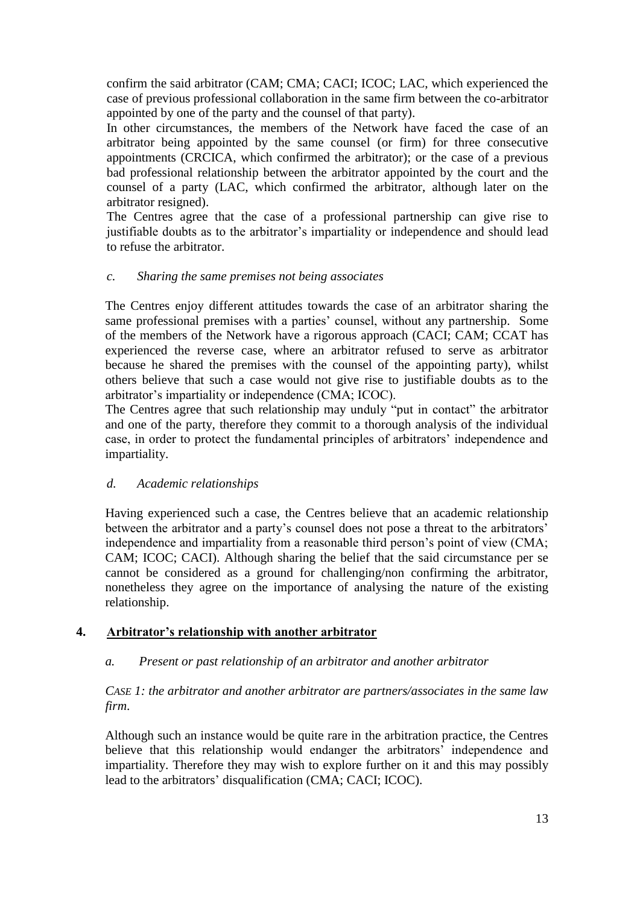confirm the said arbitrator (CAM; CMA; CACI; ICOC; LAC, which experienced the case of previous professional collaboration in the same firm between the co-arbitrator appointed by one of the party and the counsel of that party).

In other circumstances, the members of the Network have faced the case of an arbitrator being appointed by the same counsel (or firm) for three consecutive appointments (CRCICA, which confirmed the arbitrator); or the case of a previous bad professional relationship between the arbitrator appointed by the court and the counsel of a party (LAC, which confirmed the arbitrator, although later on the arbitrator resigned).

The Centres agree that the case of a professional partnership can give rise to justifiable doubts as to the arbitrator's impartiality or independence and should lead to refuse the arbitrator.

*c. Sharing the same premises not being associates*

The Centres enjoy different attitudes towards the case of an arbitrator sharing the same professional premises with a parties' counsel, without any partnership. Some of the members of the Network have a rigorous approach (CACI; CAM; CCAT has experienced the reverse case, where an arbitrator refused to serve as arbitrator because he shared the premises with the counsel of the appointing party), whilst others believe that such a case would not give rise to justifiable doubts as to the arbitrator's impartiality or independence (CMA; ICOC).

The Centres agree that such relationship may unduly "put in contact" the arbitrator and one of the party, therefore they commit to a thorough analysis of the individual case, in order to protect the fundamental principles of arbitrators' independence and impartiality.

*d. Academic relationships*

Having experienced such a case, the Centres believe that an academic relationship between the arbitrator and a party's counsel does not pose a threat to the arbitrators' independence and impartiality from a reasonable third person's point of view (CMA; CAM; ICOC; CACI). Although sharing the belief that the said circumstance per se cannot be considered as a ground for challenging/non confirming the arbitrator, nonetheless they agree on the importance of analysing the nature of the existing relationship.

## 4. Arbitrator's relationship with another arbitrator

*a. Present or past relationship of an arbitrator and another arbitrator*

*CASE 1: the arbitrator and another arbitrator are partners/associates in the same law firm.*

Although such an instance would be quite rare in the arbitration practice, the Centres believe that this relationship would endanger the arbitrators' independence and impartiality. Therefore they may wish to explore further on it and this may possibly lead to the arbitrators' disqualification (CMA; CACI; ICOC).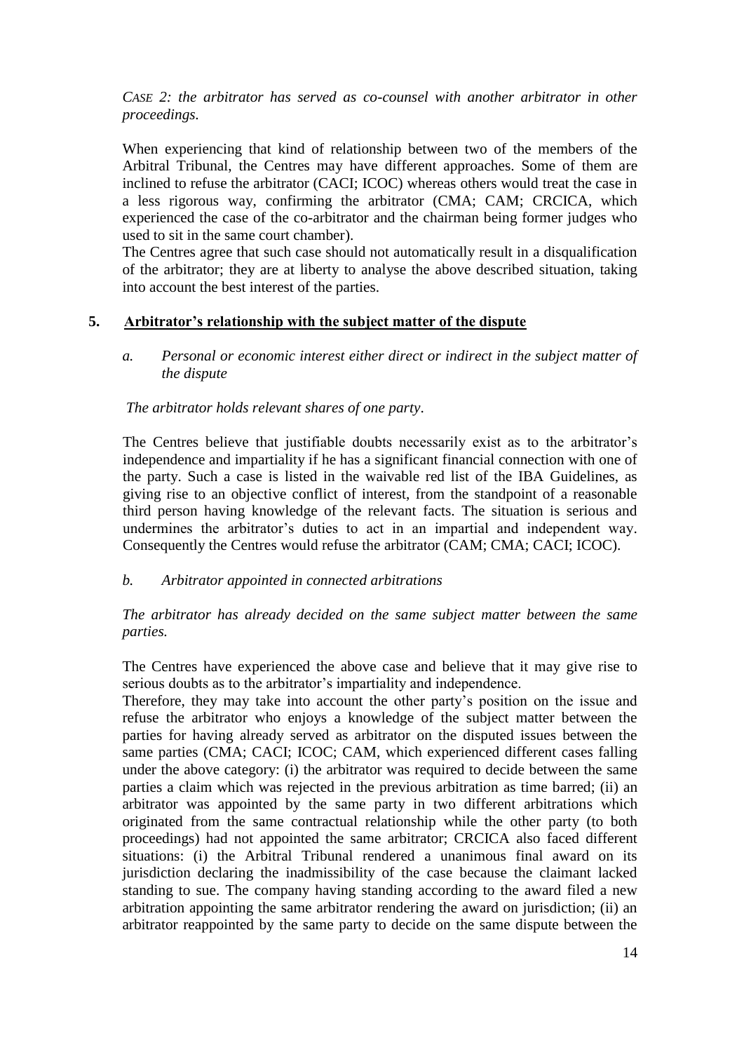*CASE 2: the arbitrator has served as co-counsel with another arbitrator in other proceedings.*

When experiencing that kind of relationship between two of the members of the Arbitral Tribunal, the Centres may have different approaches. Some of them are inclined to refuse the arbitrator (CACI; ICOC) whereas others would treat the case in a less rigorous way, confirming the arbitrator (CMA; CAM; CRCICA, which experienced the case of the co-arbitrator and the chairman being former judges who used to sit in the same court chamber).

The Centres agree that such case should not automatically result in a disqualification of the arbitrator; they are at liberty to analyse the above described situation, taking into account the best interest of the parties.

## 5. Arbitrator's relationship with the subject matter of the dispute

*a. Personal or economic interest either direct or indirect in the subject matter of the dispute*

*The arbitrator holds relevant shares of one party*.

The Centres believe that justifiable doubts necessarily exist as to the arbitrator's independence and impartiality if he has a significant financial connection with one of the party. Such a case is listed in the waivable red list of the IBA Guidelines, as giving rise to an objective conflict of interest, from the standpoint of a reasonable third person having knowledge of the relevant facts. The situation is serious and undermines the arbitrator's duties to act in an impartial and independent way. Consequently the Centres would refuse the arbitrator (CAM; CMA; CACI; ICOC).

*b. Arbitrator appointed in connected arbitrations*

*The arbitrator has already decided on the same subject matter between the same parties.*

The Centres have experienced the above case and believe that it may give rise to serious doubts as to the arbitrator's impartiality and independence.

Therefore, they may take into account the other party's position on the issue and refuse the arbitrator who enjoys a knowledge of the subject matter between the parties for having already served as arbitrator on the disputed issues between the same parties (CMA; CACI; ICOC; CAM, which experienced different cases falling under the above category: (i) the arbitrator was required to decide between the same parties a claim which was rejected in the previous arbitration as time barred; (ii) an arbitrator was appointed by the same party in two different arbitrations which originated from the same contractual relationship while the other party (to both proceedings) had not appointed the same arbitrator; CRCICA also faced different situations: (i) the Arbitral Tribunal rendered a unanimous final award on its jurisdiction declaring the inadmissibility of the case because the claimant lacked standing to sue. The company having standing according to the award filed a new arbitration appointing the same arbitrator rendering the award on jurisdiction; (ii) an arbitrator reappointed by the same party to decide on the same dispute between the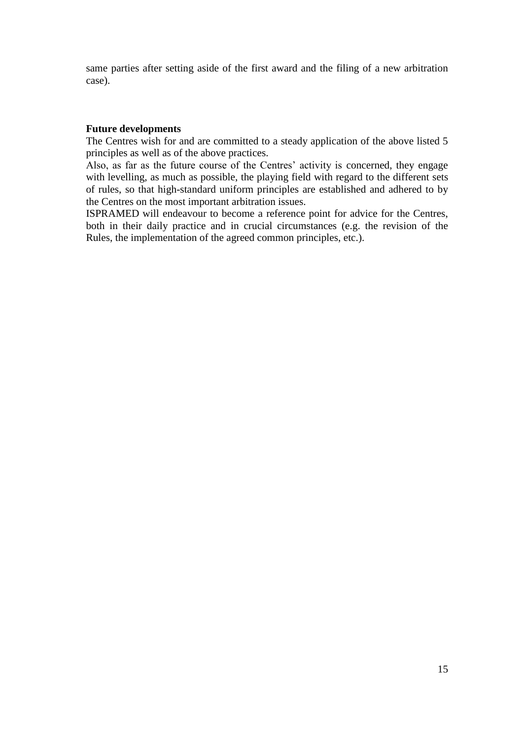same parties after setting aside of the first award and the filing of a new arbitration case).

**Future developments**

The Centres wish for and are committed to a steady application of the above listed 5 principles as well as of the above practices.

Also, as far as the future course of the Centres' activity is concerned, they engage with levelling, as much as possible, the playing field with regard to the different sets of rules, so that high-standard uniform principles are established and adhered to by the Centres on the most important arbitration issues.

ISPRAMED will endeavour to become a reference point for advice for the Centres, both in their daily practice and in crucial circumstances (e.g. the revision of the Rules, the implementation of the agreed common principles, etc.).